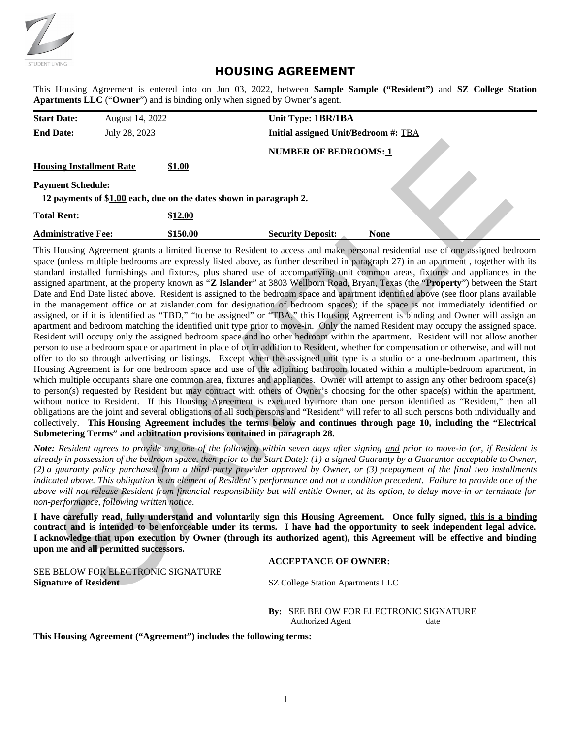# HOUSING AGREEMENT

This Housing Agreement is entered into on Jun 03, 2022, between **Sample Sample ("Resident")** and **SZ College Station Apartments LLC** ("**Owner**") and is binding only when signed by Owner's agent.

| | | | |
|---|---|---|---|
| **Start Date:** | August 14, 2022 | **Unit Type: 1BR/1BA** | |
| **End Date:** | July 28, 2023 | **Initial assigned Unit/Bedroom #:** TBA | |
| | | **NUMBER OF BEDROOMS: 1** | |
| **Housing Installment Rate** | **$1.00** | | |
| **Payment Schedule:** | | | |
| **12 payments of $1.00 each, due on the dates shown in paragraph 2.** | | | |
| **Total Rent:** | **$12.00** | | |
| **Administrative Fee:** | **$150.00** | **Security Deposit:** | **None** |

This Housing Agreement grants a limited license to Resident to access and make personal residential use of one assigned bedroom space (unless multiple bedrooms are expressly listed above, as further described in paragraph 27) in an apartment , together with its standard installed furnishings and fixtures, plus shared use of accompanying unit common areas, fixtures and appliances in the assigned apartment, at the property known as "**Z Islander**" at 3803 Wellborn Road, Bryan, Texas (the "**Property**") between the Start Date and End Date listed above. Resident is assigned to the bedroom space and apartment identified above (see floor plans available in the management office or at zislander.com for designation of bedroom spaces); if the space is not immediately identified or assigned, or if it is identified as "TBD," "to be assigned" or "TBA," this Housing Agreement is binding and Owner will assign an apartment and bedroom matching the identified unit type prior to move-in. Only the named Resident may occupy the assigned space. Resident will occupy only the assigned bedroom space and no other bedroom within the apartment. Resident will not allow another person to use a bedroom space or apartment in place of or in addition to Resident, whether for compensation or otherwise, and will not offer to do so through advertising or listings. Except when the assigned unit type is a studio or a one-bedroom apartment, this Housing Agreement is for one bedroom space and use of the adjoining bathroom located within a multiple-bedroom apartment, in which multiple occupants share one common area, fixtures and appliances. Owner will attempt to assign any other bedroom space(s) to person(s) requested by Resident but may contract with others of Owner's choosing for the other space(s) within the apartment, without notice to Resident. If this Housing Agreement is executed by more than one person identified as "Resident," then all obligations are the joint and several obligations of all such persons and "Resident" will refer to all such persons both individually and collectively. **This Housing Agreement includes the terms below and continues through page 10, including the "Electrical Submetering Terms" and arbitration provisions contained in paragraph 28.**

***Note:** Resident agrees to provide any one of the following within seven days after signing and prior to move-in (or, if Resident is already in possession of the bedroom space, then prior to the Start Date): (1) a signed Guaranty by a Guarantor acceptable to Owner, (2) a guaranty policy purchased from a third-party provider approved by Owner, or (3) prepayment of the final two installments indicated above. This obligation is an element of Resident's performance and not a condition precedent. Failure to provide one of the above will not release Resident from financial responsibility but will entitle Owner, at its option, to delay move-in or terminate for non-performance, following written notice.*

**I have carefully read, fully understand and voluntarily sign this Housing Agreement. Once fully signed, this is a binding contract and is intended to be enforceable under its terms. I have had the opportunity to seek independent legal advice. I acknowledge that upon execution by Owner (through its authorized agent), this Agreement will be effective and binding upon me and all permitted successors.**

SEE BELOW FOR ELECTRONIC SIGNATURE
**Signature of Resident**

**ACCEPTANCE OF OWNER:**

SZ College Station Apartments LLC

**By:** SEE BELOW FOR ELECTRONIC SIGNATURE
Authorized Agent date

**This Housing Agreement ("Agreement") includes the following terms:**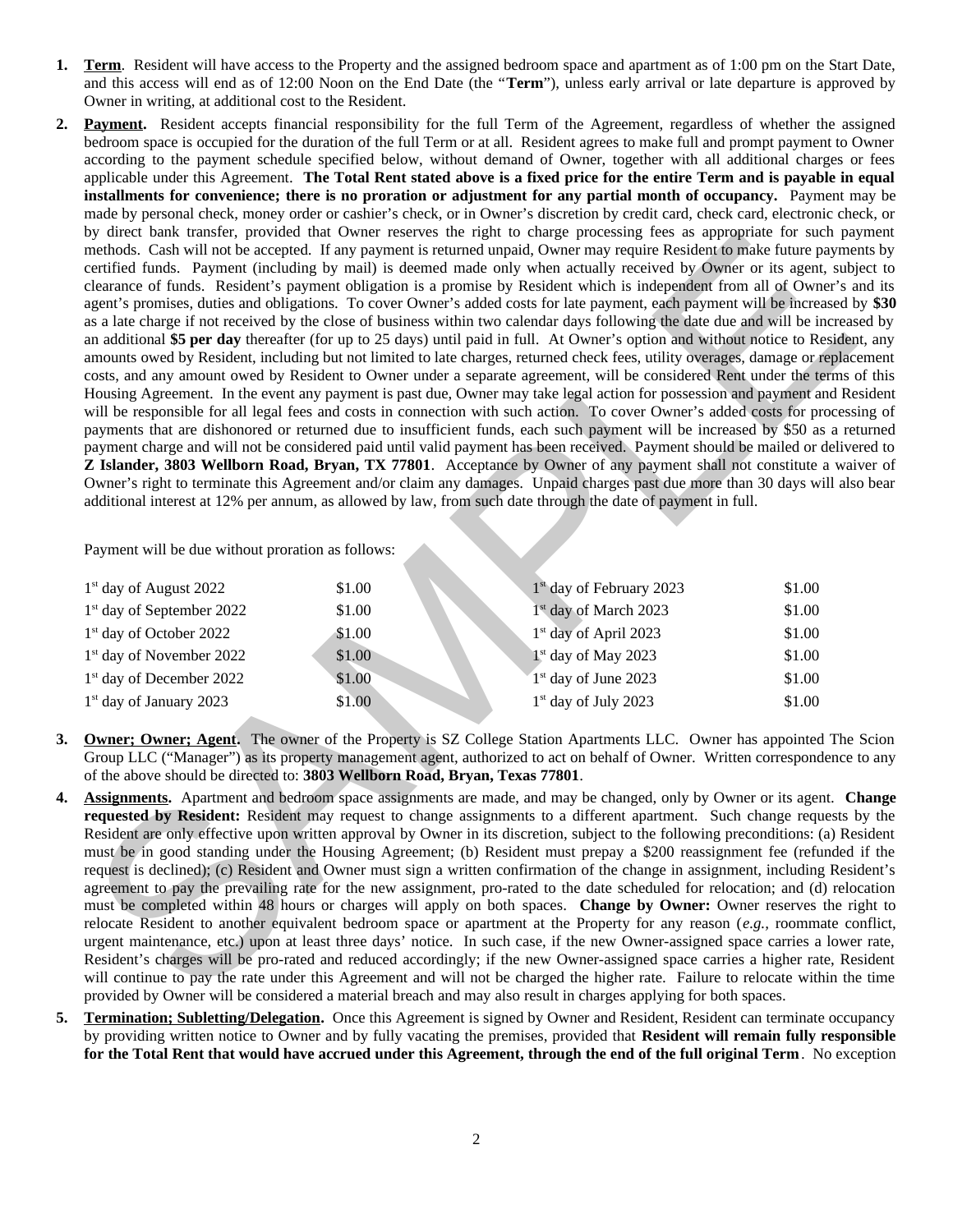1. **Term**. Resident will have access to the Property and the assigned bedroom space and apartment as of 1:00 pm on the Start Date, and this access will end as of 12:00 Noon on the End Date (the "**Term**"), unless early arrival or late departure is approved by Owner in writing, at additional cost to the Resident.

2. **Payment.** Resident accepts financial responsibility for the full Term of the Agreement, regardless of whether the assigned bedroom space is occupied for the duration of the full Term or at all. Resident agrees to make full and prompt payment to Owner according to the payment schedule specified below, without demand of Owner, together with all additional charges or fees applicable under this Agreement. **The Total Rent stated above is a fixed price for the entire Term and is payable in equal installments for convenience; there is no proration or adjustment for any partial month of occupancy.** Payment may be made by personal check, money order or cashier's check, or in Owner's discretion by credit card, check card, electronic check, or by direct bank transfer, provided that Owner reserves the right to charge processing fees as appropriate for such payment methods. Cash will not be accepted. If any payment is returned unpaid, Owner may require Resident to make future payments by certified funds. Payment (including by mail) is deemed made only when actually received by Owner or its agent, subject to clearance of funds. Resident's payment obligation is a promise by Resident which is independent from all of Owner's and its agent's promises, duties and obligations. To cover Owner's added costs for late payment, each payment will be increased by **$30** as a late charge if not received by the close of business within two calendar days following the date due and will be increased by an additional **$5 per day** thereafter (for up to 25 days) until paid in full. At Owner's option and without notice to Resident, any amounts owed by Resident, including but not limited to late charges, returned check fees, utility overages, damage or replacement costs, and any amount owed by Resident to Owner under a separate agreement, will be considered Rent under the terms of this Housing Agreement. In the event any payment is past due, Owner may take legal action for possession and payment and Resident will be responsible for all legal fees and costs in connection with such action. To cover Owner's added costs for processing of payments that are dishonored or returned due to insufficient funds, each such payment will be increased by $50 as a returned payment charge and will not be considered paid until valid payment has been received. Payment should be mailed or delivered to **Z Islander, 3803 Wellborn Road, Bryan, TX 77801**. Acceptance by Owner of any payment shall not constitute a waiver of Owner's right to terminate this Agreement and/or claim any damages. Unpaid charges past due more than 30 days will also bear additional interest at 12% per annum, as allowed by law, from such date through the date of payment in full.

   Payment will be due without proration as follows:

   | | | | |
   |---|---|---|---|
   | 1st day of August 2022 | $1.00 | 1st day of February 2023 | $1.00 |
   | 1st day of September 2022 | $1.00 | 1st day of March 2023 | $1.00 |
   | 1st day of October 2022 | $1.00 | 1st day of April 2023 | $1.00 |
   | 1st day of November 2022 | $1.00 | 1st day of May 2023 | $1.00 |
   | 1st day of December 2022 | $1.00 | 1st day of June 2023 | $1.00 |
   | 1st day of January 2023 | $1.00 | 1st day of July 2023 | $1.00 |

3. **Owner; Owner; Agent.** The owner of the Property is SZ College Station Apartments LLC. Owner has appointed The Scion Group LLC ("Manager") as its property management agent, authorized to act on behalf of Owner. Written correspondence to any of the above should be directed to: **3803 Wellborn Road, Bryan, Texas 77801**.

4. **Assignments.** Apartment and bedroom space assignments are made, and may be changed, only by Owner or its agent. **Change requested by Resident:** Resident may request to change assignments to a different apartment. Such change requests by the Resident are only effective upon written approval by Owner in its discretion, subject to the following preconditions: (a) Resident must be in good standing under the Housing Agreement; (b) Resident must prepay a $200 reassignment fee (refunded if the request is declined); (c) Resident and Owner must sign a written confirmation of the change in assignment, including Resident's agreement to pay the prevailing rate for the new assignment, pro-rated to the date scheduled for relocation; and (d) relocation must be completed within 48 hours or charges will apply on both spaces. **Change by Owner:** Owner reserves the right to relocate Resident to another equivalent bedroom space or apartment at the Property for any reason (*e.g.*, roommate conflict, urgent maintenance, etc.) upon at least three days' notice. In such case, if the new Owner-assigned space carries a lower rate, Resident's charges will be pro-rated and reduced accordingly; if the new Owner-assigned space carries a higher rate, Resident will continue to pay the rate under this Agreement and will not be charged the higher rate. Failure to relocate within the time provided by Owner will be considered a material breach and may also result in charges applying for both spaces.

5. **Termination; Subletting/Delegation.** Once this Agreement is signed by Owner and Resident, Resident can terminate occupancy by providing written notice to Owner and by fully vacating the premises, provided that **Resident will remain fully responsible for the Total Rent that would have accrued under this Agreement, through the end of the full original Term**. No exception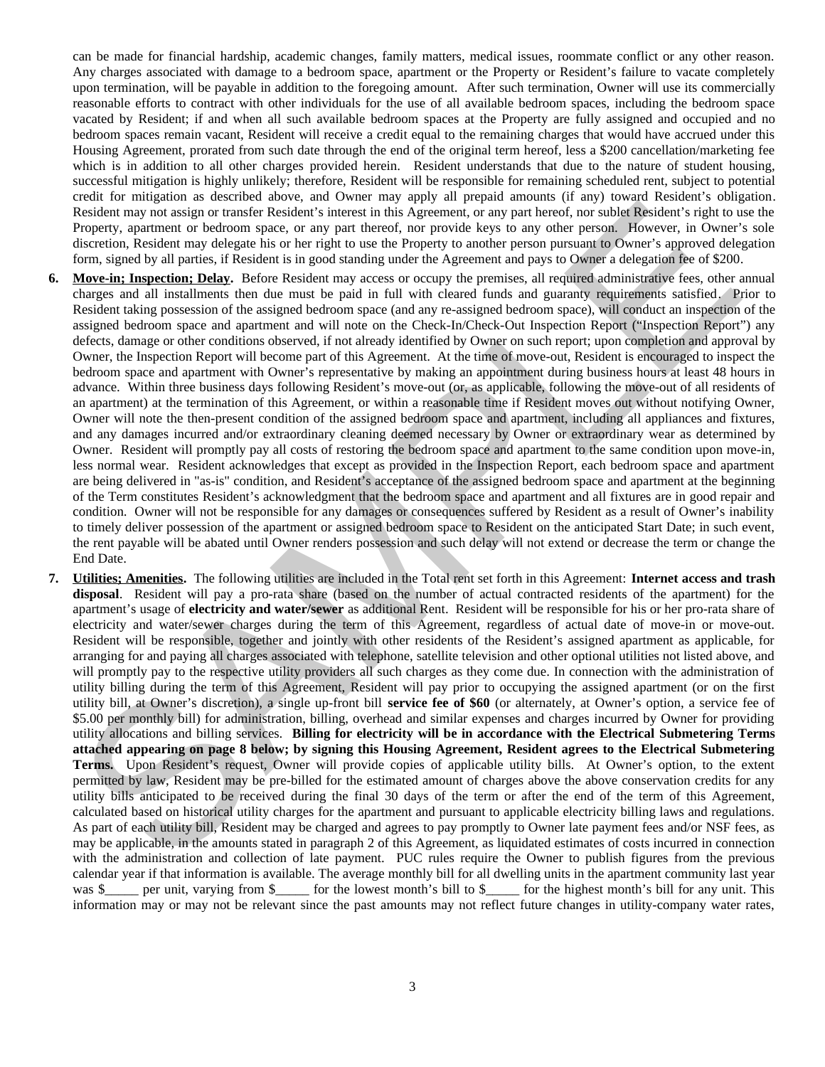can be made for financial hardship, academic changes, family matters, medical issues, roommate conflict or any other reason. Any charges associated with damage to a bedroom space, apartment or the Property or Resident's failure to vacate completely upon termination, will be payable in addition to the foregoing amount. After such termination, Owner will use its commercially reasonable efforts to contract with other individuals for the use of all available bedroom spaces, including the bedroom space vacated by Resident; if and when all such available bedroom spaces at the Property are fully assigned and occupied and no bedroom spaces remain vacant, Resident will receive a credit equal to the remaining charges that would have accrued under this Housing Agreement, prorated from such date through the end of the original term hereof, less a $200 cancellation/marketing fee which is in addition to all other charges provided herein. Resident understands that due to the nature of student housing, successful mitigation is highly unlikely; therefore, Resident will be responsible for remaining scheduled rent, subject to potential credit for mitigation as described above, and Owner may apply all prepaid amounts (if any) toward Resident's obligation. Resident may not assign or transfer Resident's interest in this Agreement, or any part hereof, nor sublet Resident's right to use the Property, apartment or bedroom space, or any part thereof, nor provide keys to any other person. However, in Owner's sole discretion, Resident may delegate his or her right to use the Property to another person pursuant to Owner's approved delegation form, signed by all parties, if Resident is in good standing under the Agreement and pays to Owner a delegation fee of $200.

6. **Move-in; Inspection; Delay.** Before Resident may access or occupy the premises, all required administrative fees, other annual charges and all installments then due must be paid in full with cleared funds and guaranty requirements satisfied. Prior to Resident taking possession of the assigned bedroom space (and any re-assigned bedroom space), will conduct an inspection of the assigned bedroom space and apartment and will note on the Check-In/Check-Out Inspection Report ("Inspection Report") any defects, damage or other conditions observed, if not already identified by Owner on such report; upon completion and approval by Owner, the Inspection Report will become part of this Agreement. At the time of move-out, Resident is encouraged to inspect the bedroom space and apartment with Owner's representative by making an appointment during business hours at least 48 hours in advance. Within three business days following Resident's move-out (or, as applicable, following the move-out of all residents of an apartment) at the termination of this Agreement, or within a reasonable time if Resident moves out without notifying Owner, Owner will note the then-present condition of the assigned bedroom space and apartment, including all appliances and fixtures, and any damages incurred and/or extraordinary cleaning deemed necessary by Owner or extraordinary wear as determined by Owner. Resident will promptly pay all costs of restoring the bedroom space and apartment to the same condition upon move-in, less normal wear. Resident acknowledges that except as provided in the Inspection Report, each bedroom space and apartment are being delivered in "as-is" condition, and Resident's acceptance of the assigned bedroom space and apartment at the beginning of the Term constitutes Resident's acknowledgment that the bedroom space and apartment and all fixtures are in good repair and condition. Owner will not be responsible for any damages or consequences suffered by Resident as a result of Owner's inability to timely deliver possession of the apartment or assigned bedroom space to Resident on the anticipated Start Date; in such event, the rent payable will be abated until Owner renders possession and such delay will not extend or decrease the term or change the End Date.

7. **Utilities; Amenities.** The following utilities are included in the Total rent set forth in this Agreement: **Internet access and trash disposal**. Resident will pay a pro-rata share (based on the number of actual contracted residents of the apartment) for the apartment's usage of **electricity and water/sewer** as additional Rent. Resident will be responsible for his or her pro-rata share of electricity and water/sewer charges during the term of this Agreement, regardless of actual date of move-in or move-out. Resident will be responsible, together and jointly with other residents of the Resident's assigned apartment as applicable, for arranging for and paying all charges associated with telephone, satellite television and other optional utilities not listed above, and will promptly pay to the respective utility providers all such charges as they come due. In connection with the administration of utility billing during the term of this Agreement, Resident will pay prior to occupying the assigned apartment (or on the first utility bill, at Owner's discretion), a single up-front bill **service fee of $60** (or alternately, at Owner's option, a service fee of $5.00 per monthly bill) for administration, billing, overhead and similar expenses and charges incurred by Owner for providing utility allocations and billing services. **Billing for electricity will be in accordance with the Electrical Submetering Terms attached appearing on page 8 below; by signing this Housing Agreement, Resident agrees to the Electrical Submetering Terms.** Upon Resident's request, Owner will provide copies of applicable utility bills. At Owner's option, to the extent permitted by law, Resident may be pre-billed for the estimated amount of charges above the above conservation credits for any utility bills anticipated to be received during the final 30 days of the term or after the end of the term of this Agreement, calculated based on historical utility charges for the apartment and pursuant to applicable electricity billing laws and regulations. As part of each utility bill, Resident may be charged and agrees to pay promptly to Owner late payment fees and/or NSF fees, as may be applicable, in the amounts stated in paragraph 2 of this Agreement, as liquidated estimates of costs incurred in connection with the administration and collection of late payment. PUC rules require the Owner to publish figures from the previous calendar year if that information is available. The average monthly bill for all dwelling units in the apartment community last year was $_____ per unit, varying from $_____ for the lowest month's bill to $_____ for the highest month's bill for any unit. This information may or may not be relevant since the past amounts may not reflect future changes in utility-company water rates,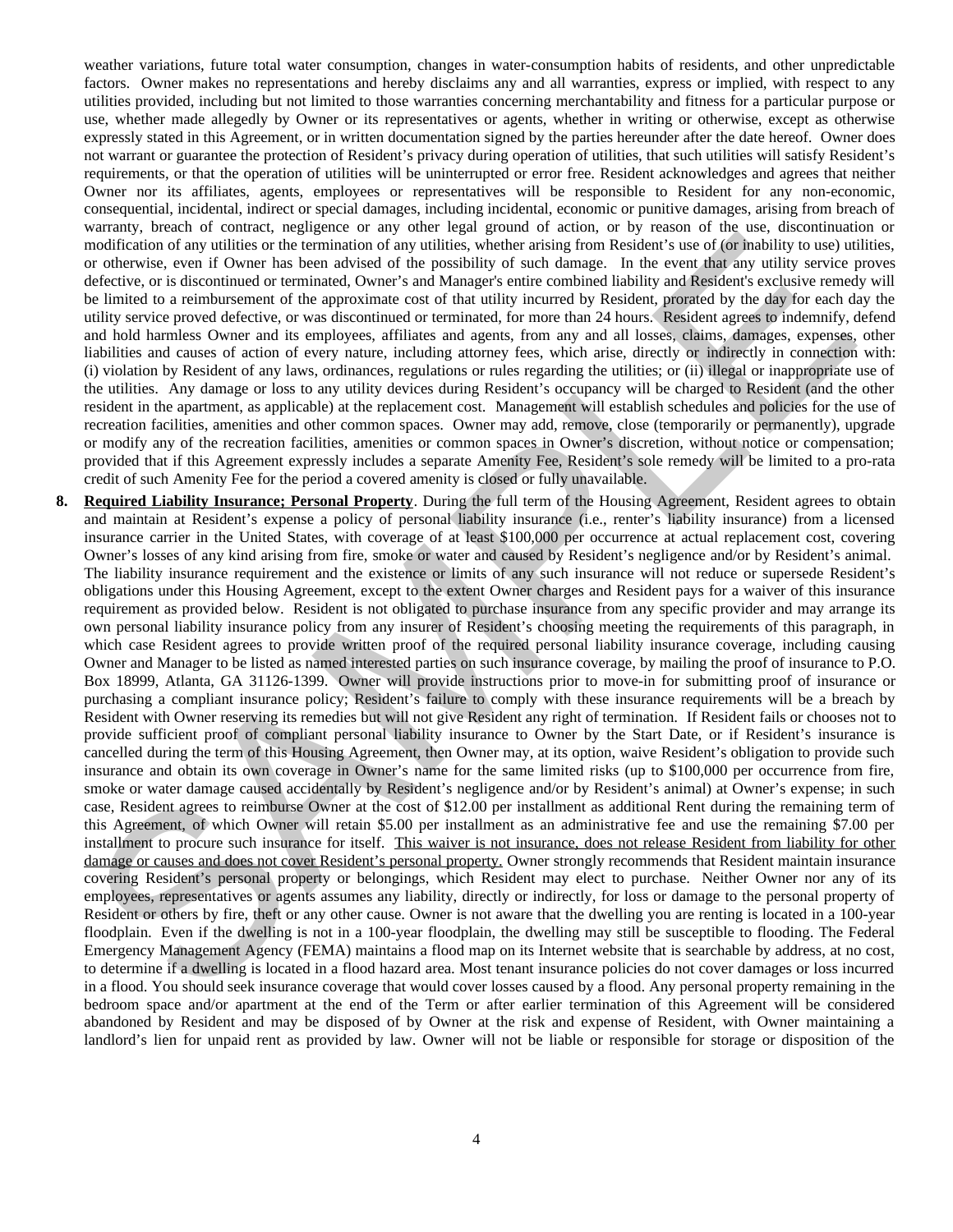weather variations, future total water consumption, changes in water-consumption habits of residents, and other unpredictable factors. Owner makes no representations and hereby disclaims any and all warranties, express or implied, with respect to any utilities provided, including but not limited to those warranties concerning merchantability and fitness for a particular purpose or use, whether made allegedly by Owner or its representatives or agents, whether in writing or otherwise, except as otherwise expressly stated in this Agreement, or in written documentation signed by the parties hereunder after the date hereof. Owner does not warrant or guarantee the protection of Resident's privacy during operation of utilities, that such utilities will satisfy Resident's requirements, or that the operation of utilities will be uninterrupted or error free. Resident acknowledges and agrees that neither Owner nor its affiliates, agents, employees or representatives will be responsible to Resident for any non-economic, consequential, incidental, indirect or special damages, including incidental, economic or punitive damages, arising from breach of warranty, breach of contract, negligence or any other legal ground of action, or by reason of the use, discontinuation or modification of any utilities or the termination of any utilities, whether arising from Resident's use of (or inability to use) utilities, or otherwise, even if Owner has been advised of the possibility of such damage. In the event that any utility service proves defective, or is discontinued or terminated, Owner's and Manager's entire combined liability and Resident's exclusive remedy will be limited to a reimbursement of the approximate cost of that utility incurred by Resident, prorated by the day for each day the utility service proved defective, or was discontinued or terminated, for more than 24 hours. Resident agrees to indemnify, defend and hold harmless Owner and its employees, affiliates and agents, from any and all losses, claims, damages, expenses, other liabilities and causes of action of every nature, including attorney fees, which arise, directly or indirectly in connection with: (i) violation by Resident of any laws, ordinances, regulations or rules regarding the utilities; or (ii) illegal or inappropriate use of the utilities. Any damage or loss to any utility devices during Resident's occupancy will be charged to Resident (and the other resident in the apartment, as applicable) at the replacement cost. Management will establish schedules and policies for the use of recreation facilities, amenities and other common spaces. Owner may add, remove, close (temporarily or permanently), upgrade or modify any of the recreation facilities, amenities or common spaces in Owner's discretion, without notice or compensation; provided that if this Agreement expressly includes a separate Amenity Fee, Resident's sole remedy will be limited to a pro-rata credit of such Amenity Fee for the period a covered amenity is closed or fully unavailable.

8. **Required Liability Insurance; Personal Property**. During the full term of the Housing Agreement, Resident agrees to obtain and maintain at Resident's expense a policy of personal liability insurance (i.e., renter's liability insurance) from a licensed insurance carrier in the United States, with coverage of at least $100,000 per occurrence at actual replacement cost, covering Owner's losses of any kind arising from fire, smoke or water and caused by Resident's negligence and/or by Resident's animal. The liability insurance requirement and the existence or limits of any such insurance will not reduce or supersede Resident's obligations under this Housing Agreement, except to the extent Owner charges and Resident pays for a waiver of this insurance requirement as provided below. Resident is not obligated to purchase insurance from any specific provider and may arrange its own personal liability insurance policy from any insurer of Resident's choosing meeting the requirements of this paragraph, in which case Resident agrees to provide written proof of the required personal liability insurance coverage, including causing Owner and Manager to be listed as named interested parties on such insurance coverage, by mailing the proof of insurance to P.O. Box 18999, Atlanta, GA 31126-1399. Owner will provide instructions prior to move-in for submitting proof of insurance or purchasing a compliant insurance policy; Resident's failure to comply with these insurance requirements will be a breach by Resident with Owner reserving its remedies but will not give Resident any right of termination. If Resident fails or chooses not to provide sufficient proof of compliant personal liability insurance to Owner by the Start Date, or if Resident's insurance is cancelled during the term of this Housing Agreement, then Owner may, at its option, waive Resident's obligation to provide such insurance and obtain its own coverage in Owner's name for the same limited risks (up to $100,000 per occurrence from fire, smoke or water damage caused accidentally by Resident's negligence and/or by Resident's animal) at Owner's expense; in such case, Resident agrees to reimburse Owner at the cost of $12.00 per installment as additional Rent during the remaining term of this Agreement, of which Owner will retain $5.00 per installment as an administrative fee and use the remaining $7.00 per installment to procure such insurance for itself. <u>This waiver is not insurance, does not release Resident from liability for other damage or causes and does not cover Resident's personal property.</u> Owner strongly recommends that Resident maintain insurance covering Resident's personal property or belongings, which Resident may elect to purchase. Neither Owner nor any of its employees, representatives or agents assumes any liability, directly or indirectly, for loss or damage to the personal property of Resident or others by fire, theft or any other cause. Owner is not aware that the dwelling you are renting is located in a 100-year floodplain. Even if the dwelling is not in a 100-year floodplain, the dwelling may still be susceptible to flooding. The Federal Emergency Management Agency (FEMA) maintains a flood map on its Internet website that is searchable by address, at no cost, to determine if a dwelling is located in a flood hazard area. Most tenant insurance policies do not cover damages or loss incurred in a flood. You should seek insurance coverage that would cover losses caused by a flood. Any personal property remaining in the bedroom space and/or apartment at the end of the Term or after earlier termination of this Agreement will be considered abandoned by Resident and may be disposed of by Owner at the risk and expense of Resident, with Owner maintaining a landlord's lien for unpaid rent as provided by law. Owner will not be liable or responsible for storage or disposition of the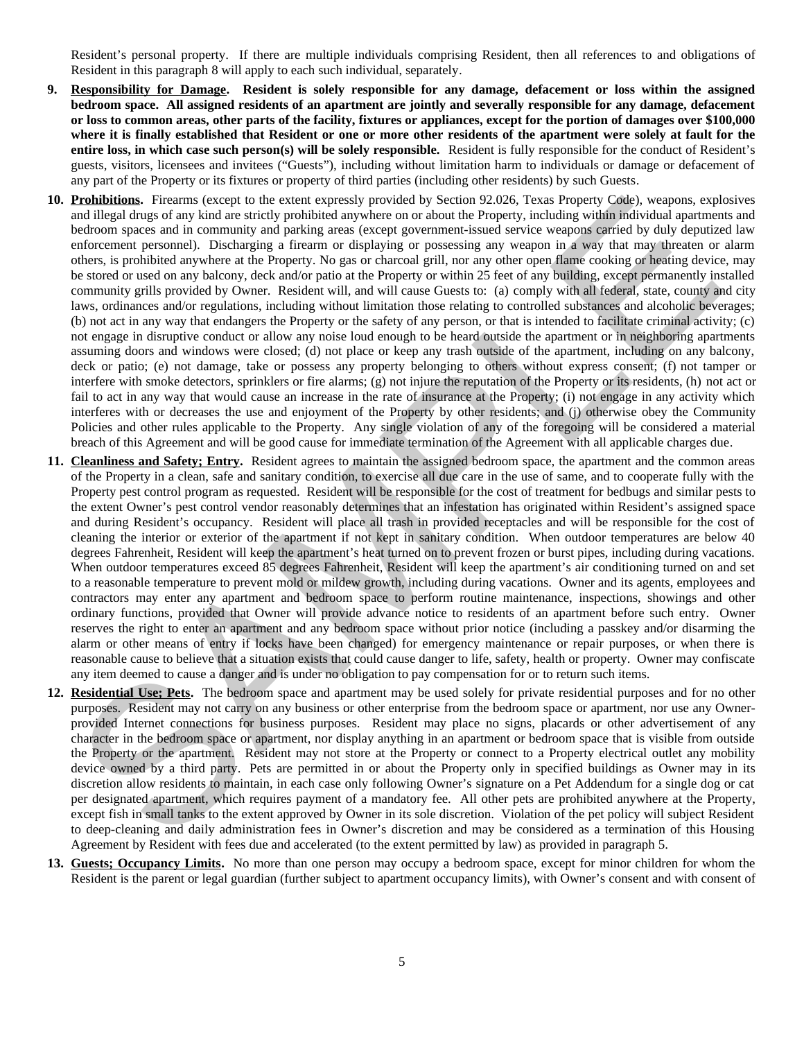Resident's personal property. If there are multiple individuals comprising Resident, then all references to and obligations of Resident in this paragraph 8 will apply to each such individual, separately.

9. **Responsibility for Damage. Resident is solely responsible for any damage, defacement or loss within the assigned bedroom space. All assigned residents of an apartment are jointly and severally responsible for any damage, defacement or loss to common areas, other parts of the facility, fixtures or appliances, except for the portion of damages over $100,000 where it is finally established that Resident or one or more other residents of the apartment were solely at fault for the entire loss, in which case such person(s) will be solely responsible.** Resident is fully responsible for the conduct of Resident's guests, visitors, licensees and invitees ("Guests"), including without limitation harm to individuals or damage or defacement of any part of the Property or its fixtures or property of third parties (including other residents) by such Guests.

10. **Prohibitions.** Firearms (except to the extent expressly provided by Section 92.026, Texas Property Code), weapons, explosives and illegal drugs of any kind are strictly prohibited anywhere on or about the Property, including within individual apartments and bedroom spaces and in community and parking areas (except government-issued service weapons carried by duly deputized law enforcement personnel). Discharging a firearm or displaying or possessing any weapon in a way that may threaten or alarm others, is prohibited anywhere at the Property. No gas or charcoal grill, nor any other open flame cooking or heating device, may be stored or used on any balcony, deck and/or patio at the Property or within 25 feet of any building, except permanently installed community grills provided by Owner. Resident will, and will cause Guests to: (a) comply with all federal, state, county and city laws, ordinances and/or regulations, including without limitation those relating to controlled substances and alcoholic beverages; (b) not act in any way that endangers the Property or the safety of any person, or that is intended to facilitate criminal activity; (c) not engage in disruptive conduct or allow any noise loud enough to be heard outside the apartment or in neighboring apartments assuming doors and windows were closed; (d) not place or keep any trash outside of the apartment, including on any balcony, deck or patio; (e) not damage, take or possess any property belonging to others without express consent; (f) not tamper or interfere with smoke detectors, sprinklers or fire alarms; (g) not injure the reputation of the Property or its residents, (h) not act or fail to act in any way that would cause an increase in the rate of insurance at the Property; (i) not engage in any activity which interferes with or decreases the use and enjoyment of the Property by other residents; and (j) otherwise obey the Community Policies and other rules applicable to the Property. Any single violation of any of the foregoing will be considered a material breach of this Agreement and will be good cause for immediate termination of the Agreement with all applicable charges due.

11. **Cleanliness and Safety; Entry.** Resident agrees to maintain the assigned bedroom space, the apartment and the common areas of the Property in a clean, safe and sanitary condition, to exercise all due care in the use of same, and to cooperate fully with the Property pest control program as requested. Resident will be responsible for the cost of treatment for bedbugs and similar pests to the extent Owner's pest control vendor reasonably determines that an infestation has originated within Resident's assigned space and during Resident's occupancy. Resident will place all trash in provided receptacles and will be responsible for the cost of cleaning the interior or exterior of the apartment if not kept in sanitary condition. When outdoor temperatures are below 40 degrees Fahrenheit, Resident will keep the apartment's heat turned on to prevent frozen or burst pipes, including during vacations. When outdoor temperatures exceed 85 degrees Fahrenheit, Resident will keep the apartment's air conditioning turned on and set to a reasonable temperature to prevent mold or mildew growth, including during vacations. Owner and its agents, employees and contractors may enter any apartment and bedroom space to perform routine maintenance, inspections, showings and other ordinary functions, provided that Owner will provide advance notice to residents of an apartment before such entry. Owner reserves the right to enter an apartment and any bedroom space without prior notice (including a passkey and/or disarming the alarm or other means of entry if locks have been changed) for emergency maintenance or repair purposes, or when there is reasonable cause to believe that a situation exists that could cause danger to life, safety, health or property. Owner may confiscate any item deemed to cause a danger and is under no obligation to pay compensation for or to return such items.

12. **Residential Use; Pets.** The bedroom space and apartment may be used solely for private residential purposes and for no other purposes. Resident may not carry on any business or other enterprise from the bedroom space or apartment, nor use any Owner-provided Internet connections for business purposes. Resident may place no signs, placards or other advertisement of any character in the bedroom space or apartment, nor display anything in an apartment or bedroom space that is visible from outside the Property or the apartment. Resident may not store at the Property or connect to a Property electrical outlet any mobility device owned by a third party. Pets are permitted in or about the Property only in specified buildings as Owner may in its discretion allow residents to maintain, in each case only following Owner's signature on a Pet Addendum for a single dog or cat per designated apartment, which requires payment of a mandatory fee. All other pets are prohibited anywhere at the Property, except fish in small tanks to the extent approved by Owner in its sole discretion. Violation of the pet policy will subject Resident to deep-cleaning and daily administration fees in Owner's discretion and may be considered as a termination of this Housing Agreement by Resident with fees due and accelerated (to the extent permitted by law) as provided in paragraph 5.

13. **Guests; Occupancy Limits.** No more than one person may occupy a bedroom space, except for minor children for whom the Resident is the parent or legal guardian (further subject to apartment occupancy limits), with Owner's consent and with consent of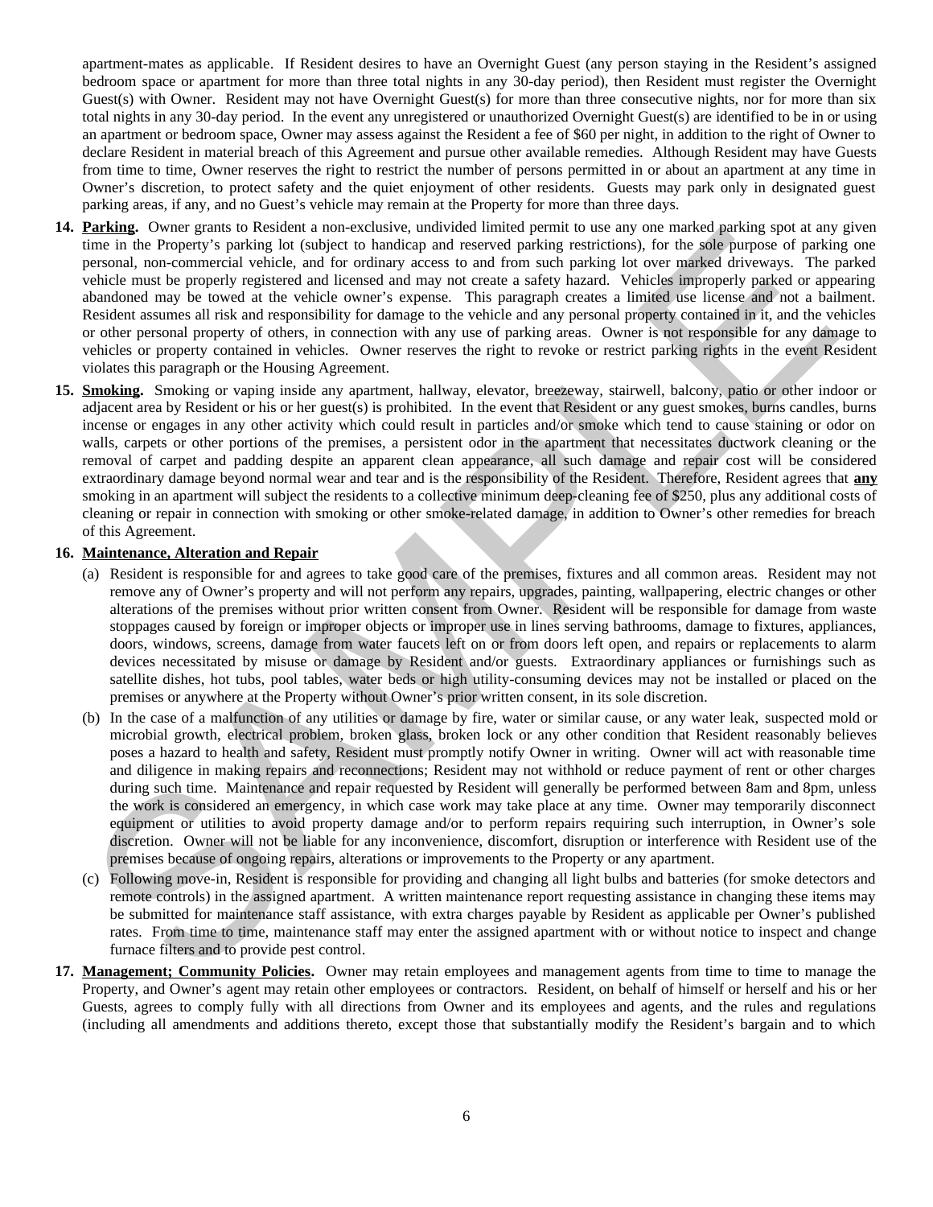apartment-mates as applicable. If Resident desires to have an Overnight Guest (any person staying in the Resident's assigned bedroom space or apartment for more than three total nights in any 30-day period), then Resident must register the Overnight Guest(s) with Owner. Resident may not have Overnight Guest(s) for more than three consecutive nights, nor for more than six total nights in any 30-day period. In the event any unregistered or unauthorized Overnight Guest(s) are identified to be in or using an apartment or bedroom space, Owner may assess against the Resident a fee of $60 per night, in addition to the right of Owner to declare Resident in material breach of this Agreement and pursue other available remedies. Although Resident may have Guests from time to time, Owner reserves the right to restrict the number of persons permitted in or about an apartment at any time in Owner's discretion, to protect safety and the quiet enjoyment of other residents. Guests may park only in designated guest parking areas, if any, and no Guest's vehicle may remain at the Property for more than three days.

14. **Parking.** Owner grants to Resident a non-exclusive, undivided limited permit to use any one marked parking spot at any given time in the Property's parking lot (subject to handicap and reserved parking restrictions), for the sole purpose of parking one personal, non-commercial vehicle, and for ordinary access to and from such parking lot over marked driveways. The parked vehicle must be properly registered and licensed and may not create a safety hazard. Vehicles improperly parked or appearing abandoned may be towed at the vehicle owner's expense. This paragraph creates a limited use license and not a bailment. Resident assumes all risk and responsibility for damage to the vehicle and any personal property contained in it, and the vehicles or other personal property of others, in connection with any use of parking areas. Owner is not responsible for any damage to vehicles or property contained in vehicles. Owner reserves the right to revoke or restrict parking rights in the event Resident violates this paragraph or the Housing Agreement.

15. **Smoking.** Smoking or vaping inside any apartment, hallway, elevator, breezeway, stairwell, balcony, patio or other indoor or adjacent area by Resident or his or her guest(s) is prohibited. In the event that Resident or any guest smokes, burns candles, burns incense or engages in any other activity which could result in particles and/or smoke which tend to cause staining or odor on walls, carpets or other portions of the premises, a persistent odor in the apartment that necessitates ductwork cleaning or the removal of carpet and padding despite an apparent clean appearance, all such damage and repair cost will be considered extraordinary damage beyond normal wear and tear and is the responsibility of the Resident. Therefore, Resident agrees that **any** smoking in an apartment will subject the residents to a collective minimum deep-cleaning fee of $250, plus any additional costs of cleaning or repair in connection with smoking or other smoke-related damage, in addition to Owner's other remedies for breach of this Agreement.

16. **Maintenance, Alteration and Repair**

    (a) Resident is responsible for and agrees to take good care of the premises, fixtures and all common areas. Resident may not remove any of Owner's property and will not perform any repairs, upgrades, painting, wallpapering, electric changes or other alterations of the premises without prior written consent from Owner. Resident will be responsible for damage from waste stoppages caused by foreign or improper objects or improper use in lines serving bathrooms, damage to fixtures, appliances, doors, windows, screens, damage from water faucets left on or from doors left open, and repairs or replacements to alarm devices necessitated by misuse or damage by Resident and/or guests. Extraordinary appliances or furnishings such as satellite dishes, hot tubs, pool tables, water beds or high utility-consuming devices may not be installed or placed on the premises or anywhere at the Property without Owner's prior written consent, in its sole discretion.

    (b) In the case of a malfunction of any utilities or damage by fire, water or similar cause, or any water leak, suspected mold or microbial growth, electrical problem, broken glass, broken lock or any other condition that Resident reasonably believes poses a hazard to health and safety, Resident must promptly notify Owner in writing. Owner will act with reasonable time and diligence in making repairs and reconnections; Resident may not withhold or reduce payment of rent or other charges during such time. Maintenance and repair requested by Resident will generally be performed between 8am and 8pm, unless the work is considered an emergency, in which case work may take place at any time. Owner may temporarily disconnect equipment or utilities to avoid property damage and/or to perform repairs requiring such interruption, in Owner's sole discretion. Owner will not be liable for any inconvenience, discomfort, disruption or interference with Resident use of the premises because of ongoing repairs, alterations or improvements to the Property or any apartment.

    (c) Following move-in, Resident is responsible for providing and changing all light bulbs and batteries (for smoke detectors and remote controls) in the assigned apartment. A written maintenance report requesting assistance in changing these items may be submitted for maintenance staff assistance, with extra charges payable by Resident as applicable per Owner's published rates. From time to time, maintenance staff may enter the assigned apartment with or without notice to inspect and change furnace filters and to provide pest control.

17. **Management; Community Policies.** Owner may retain employees and management agents from time to time to manage the Property, and Owner's agent may retain other employees or contractors. Resident, on behalf of himself or herself and his or her Guests, agrees to comply fully with all directions from Owner and its employees and agents, and the rules and regulations (including all amendments and additions thereto, except those that substantially modify the Resident's bargain and to which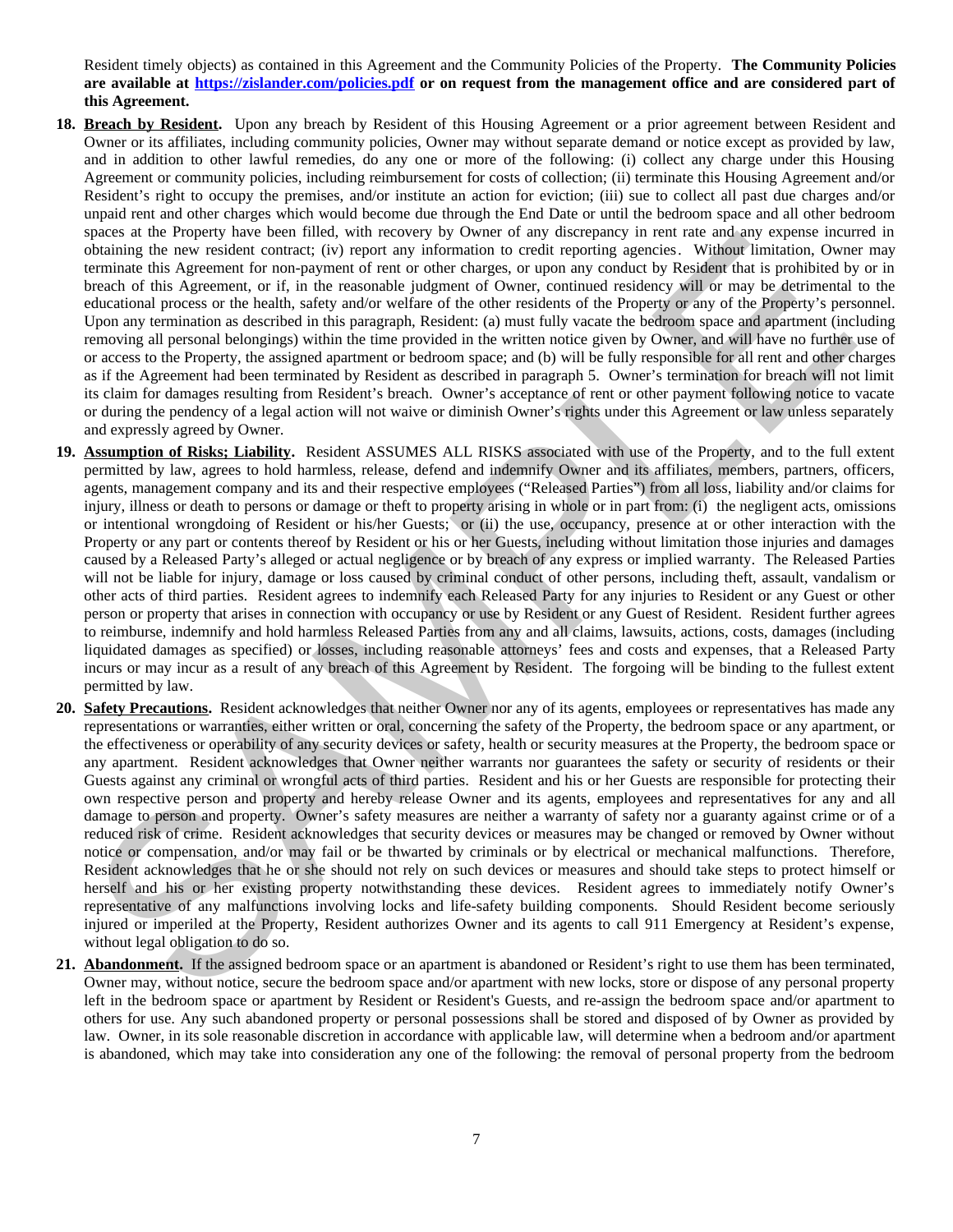Resident timely objects) as contained in this Agreement and the Community Policies of the Property. **The Community Policies are available at https://zislander.com/policies.pdf or on request from the management office and are considered part of this Agreement.**

18. **Breach by Resident.** Upon any breach by Resident of this Housing Agreement or a prior agreement between Resident and Owner or its affiliates, including community policies, Owner may without separate demand or notice except as provided by law, and in addition to other lawful remedies, do any one or more of the following: (i) collect any charge under this Housing Agreement or community policies, including reimbursement for costs of collection; (ii) terminate this Housing Agreement and/or Resident's right to occupy the premises, and/or institute an action for eviction; (iii) sue to collect all past due charges and/or unpaid rent and other charges which would become due through the End Date or until the bedroom space and all other bedroom spaces at the Property have been filled, with recovery by Owner of any discrepancy in rent rate and any expense incurred in obtaining the new resident contract; (iv) report any information to credit reporting agencies. Without limitation, Owner may terminate this Agreement for non-payment of rent or other charges, or upon any conduct by Resident that is prohibited by or in breach of this Agreement, or if, in the reasonable judgment of Owner, continued residency will or may be detrimental to the educational process or the health, safety and/or welfare of the other residents of the Property or any of the Property's personnel. Upon any termination as described in this paragraph, Resident: (a) must fully vacate the bedroom space and apartment (including removing all personal belongings) within the time provided in the written notice given by Owner, and will have no further use of or access to the Property, the assigned apartment or bedroom space; and (b) will be fully responsible for all rent and other charges as if the Agreement had been terminated by Resident as described in paragraph 5. Owner's termination for breach will not limit its claim for damages resulting from Resident's breach. Owner's acceptance of rent or other payment following notice to vacate or during the pendency of a legal action will not waive or diminish Owner's rights under this Agreement or law unless separately and expressly agreed by Owner.

19. **Assumption of Risks; Liability.** Resident ASSUMES ALL RISKS associated with use of the Property, and to the full extent permitted by law, agrees to hold harmless, release, defend and indemnify Owner and its affiliates, members, partners, officers, agents, management company and its and their respective employees ("Released Parties") from all loss, liability and/or claims for injury, illness or death to persons or damage or theft to property arising in whole or in part from: (i) the negligent acts, omissions or intentional wrongdoing of Resident or his/her Guests; or (ii) the use, occupancy, presence at or other interaction with the Property or any part or contents thereof by Resident or his or her Guests, including without limitation those injuries and damages caused by a Released Party's alleged or actual negligence or by breach of any express or implied warranty. The Released Parties will not be liable for injury, damage or loss caused by criminal conduct of other persons, including theft, assault, vandalism or other acts of third parties. Resident agrees to indemnify each Released Party for any injuries to Resident or any Guest or other person or property that arises in connection with occupancy or use by Resident or any Guest of Resident. Resident further agrees to reimburse, indemnify and hold harmless Released Parties from any and all claims, lawsuits, actions, costs, damages (including liquidated damages as specified) or losses, including reasonable attorneys' fees and costs and expenses, that a Released Party incurs or may incur as a result of any breach of this Agreement by Resident. The forgoing will be binding to the fullest extent permitted by law.

20. **Safety Precautions.** Resident acknowledges that neither Owner nor any of its agents, employees or representatives has made any representations or warranties, either written or oral, concerning the safety of the Property, the bedroom space or any apartment, or the effectiveness or operability of any security devices or safety, health or security measures at the Property, the bedroom space or any apartment. Resident acknowledges that Owner neither warrants nor guarantees the safety or security of residents or their Guests against any criminal or wrongful acts of third parties. Resident and his or her Guests are responsible for protecting their own respective person and property and hereby release Owner and its agents, employees and representatives for any and all damage to person and property. Owner's safety measures are neither a warranty of safety nor a guaranty against crime or of a reduced risk of crime. Resident acknowledges that security devices or measures may be changed or removed by Owner without notice or compensation, and/or may fail or be thwarted by criminals or by electrical or mechanical malfunctions. Therefore, Resident acknowledges that he or she should not rely on such devices or measures and should take steps to protect himself or herself and his or her existing property notwithstanding these devices. Resident agrees to immediately notify Owner's representative of any malfunctions involving locks and life-safety building components. Should Resident become seriously injured or imperiled at the Property, Resident authorizes Owner and its agents to call 911 Emergency at Resident's expense, without legal obligation to do so.

21. **Abandonment.** If the assigned bedroom space or an apartment is abandoned or Resident's right to use them has been terminated, Owner may, without notice, secure the bedroom space and/or apartment with new locks, store or dispose of any personal property left in the bedroom space or apartment by Resident or Resident's Guests, and re-assign the bedroom space and/or apartment to others for use. Any such abandoned property or personal possessions shall be stored and disposed of by Owner as provided by law. Owner, in its sole reasonable discretion in accordance with applicable law, will determine when a bedroom and/or apartment is abandoned, which may take into consideration any one of the following: the removal of personal property from the bedroom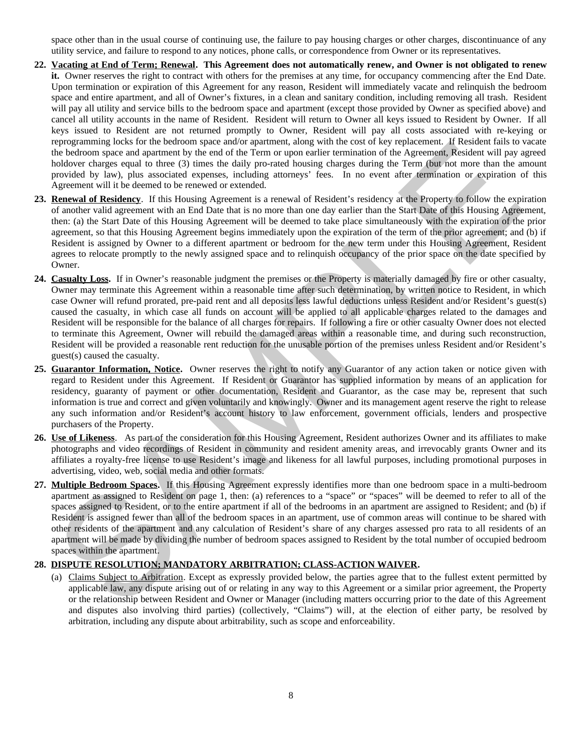space other than in the usual course of continuing use, the failure to pay housing charges or other charges, discontinuance of any utility service, and failure to respond to any notices, phone calls, or correspondence from Owner or its representatives.

22. **Vacating at End of Term; Renewal. This Agreement does not automatically renew, and Owner is not obligated to renew it.** Owner reserves the right to contract with others for the premises at any time, for occupancy commencing after the End Date. Upon termination or expiration of this Agreement for any reason, Resident will immediately vacate and relinquish the bedroom space and entire apartment, and all of Owner's fixtures, in a clean and sanitary condition, including removing all trash. Resident will pay all utility and service bills to the bedroom space and apartment (except those provided by Owner as specified above) and cancel all utility accounts in the name of Resident. Resident will return to Owner all keys issued to Resident by Owner. If all keys issued to Resident are not returned promptly to Owner, Resident will pay all costs associated with re-keying or reprogramming locks for the bedroom space and/or apartment, along with the cost of key replacement. If Resident fails to vacate the bedroom space and apartment by the end of the Term or upon earlier termination of the Agreement, Resident will pay agreed holdover charges equal to three (3) times the daily pro-rated housing charges during the Term (but not more than the amount provided by law), plus associated expenses, including attorneys' fees. In no event after termination or expiration of this Agreement will it be deemed to be renewed or extended.

23. **Renewal of Residency**. If this Housing Agreement is a renewal of Resident's residency at the Property to follow the expiration of another valid agreement with an End Date that is no more than one day earlier than the Start Date of this Housing Agreement, then: (a) the Start Date of this Housing Agreement will be deemed to take place simultaneously with the expiration of the prior agreement, so that this Housing Agreement begins immediately upon the expiration of the term of the prior agreement; and (b) if Resident is assigned by Owner to a different apartment or bedroom for the new term under this Housing Agreement, Resident agrees to relocate promptly to the newly assigned space and to relinquish occupancy of the prior space on the date specified by Owner.

24. **Casualty Loss.** If in Owner's reasonable judgment the premises or the Property is materially damaged by fire or other casualty, Owner may terminate this Agreement within a reasonable time after such determination, by written notice to Resident, in which case Owner will refund prorated, pre-paid rent and all deposits less lawful deductions unless Resident and/or Resident's guest(s) caused the casualty, in which case all funds on account will be applied to all applicable charges related to the damages and Resident will be responsible for the balance of all charges for repairs. If following a fire or other casualty Owner does not elected to terminate this Agreement, Owner will rebuild the damaged areas within a reasonable time, and during such reconstruction, Resident will be provided a reasonable rent reduction for the unusable portion of the premises unless Resident and/or Resident's guest(s) caused the casualty.

25. **Guarantor Information, Notice.** Owner reserves the right to notify any Guarantor of any action taken or notice given with regard to Resident under this Agreement. If Resident or Guarantor has supplied information by means of an application for residency, guaranty of payment or other documentation, Resident and Guarantor, as the case may be, represent that such information is true and correct and given voluntarily and knowingly. Owner and its management agent reserve the right to release any such information and/or Resident's account history to law enforcement, government officials, lenders and prospective purchasers of the Property.

26. **Use of Likeness**. As part of the consideration for this Housing Agreement, Resident authorizes Owner and its affiliates to make photographs and video recordings of Resident in community and resident amenity areas, and irrevocably grants Owner and its affiliates a royalty-free license to use Resident's image and likeness for all lawful purposes, including promotional purposes in advertising, video, web, social media and other formats.

27. **Multiple Bedroom Spaces.** If this Housing Agreement expressly identifies more than one bedroom space in a multi-bedroom apartment as assigned to Resident on page 1, then: (a) references to a "space" or "spaces" will be deemed to refer to all of the spaces assigned to Resident, or to the entire apartment if all of the bedrooms in an apartment are assigned to Resident; and (b) if Resident is assigned fewer than all of the bedroom spaces in an apartment, use of common areas will continue to be shared with other residents of the apartment and any calculation of Resident's share of any charges assessed pro rata to all residents of an apartment will be made by dividing the number of bedroom spaces assigned to Resident by the total number of occupied bedroom spaces within the apartment.

28. **DISPUTE RESOLUTION; MANDATORY ARBITRATION; CLASS-ACTION WAIVER.**

    (a) Claims Subject to Arbitration. Except as expressly provided below, the parties agree that to the fullest extent permitted by applicable law, any dispute arising out of or relating in any way to this Agreement or a similar prior agreement, the Property or the relationship between Resident and Owner or Manager (including matters occurring prior to the date of this Agreement and disputes also involving third parties) (collectively, "Claims") will, at the election of either party, be resolved by arbitration, including any dispute about arbitrability, such as scope and enforceability.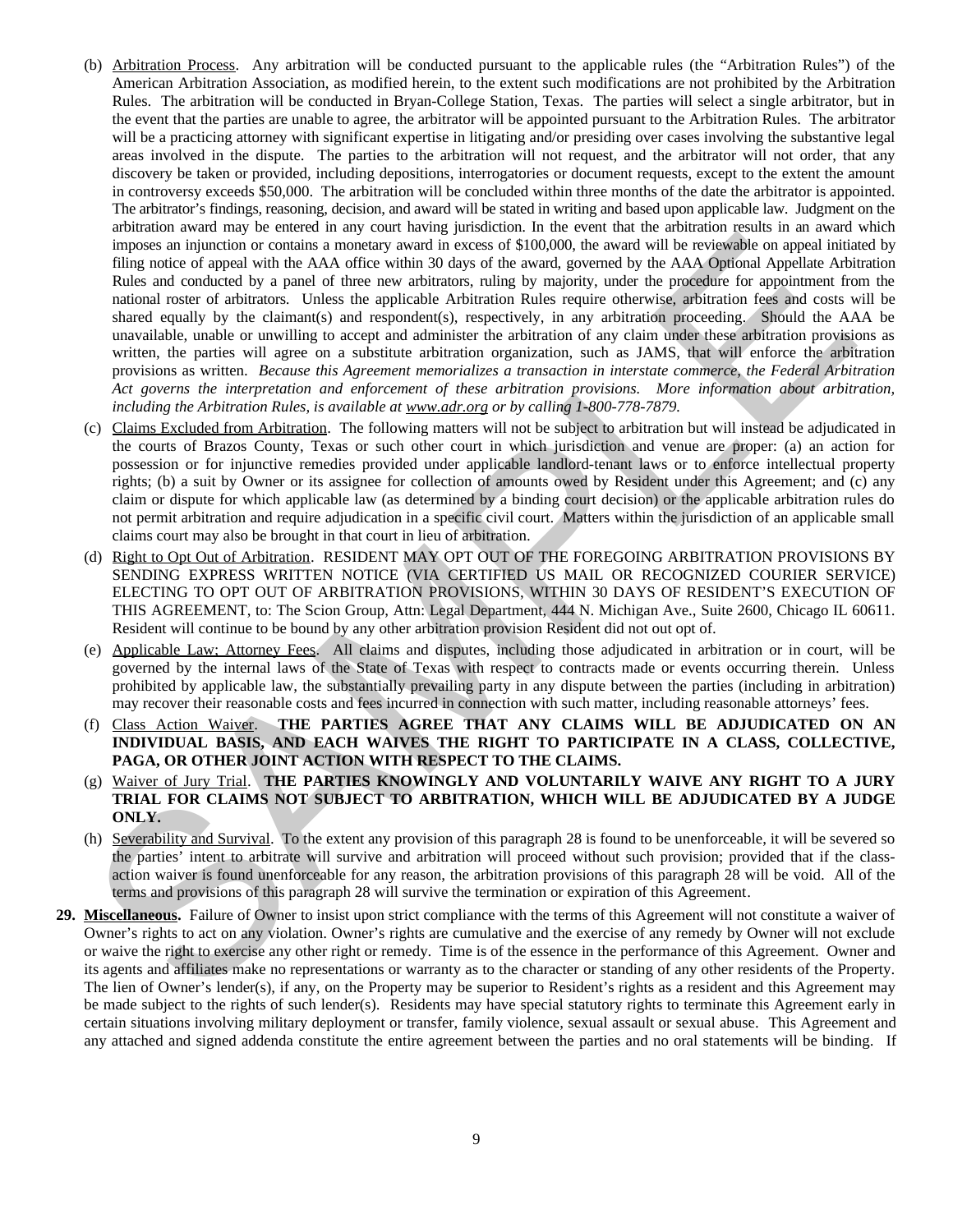(b) Arbitration Process. Any arbitration will be conducted pursuant to the applicable rules (the "Arbitration Rules") of the American Arbitration Association, as modified herein, to the extent such modifications are not prohibited by the Arbitration Rules. The arbitration will be conducted in Bryan-College Station, Texas. The parties will select a single arbitrator, but in the event that the parties are unable to agree, the arbitrator will be appointed pursuant to the Arbitration Rules. The arbitrator will be a practicing attorney with significant expertise in litigating and/or presiding over cases involving the substantive legal areas involved in the dispute. The parties to the arbitration will not request, and the arbitrator will not order, that any discovery be taken or provided, including depositions, interrogatories or document requests, except to the extent the amount in controversy exceeds $50,000. The arbitration will be concluded within three months of the date the arbitrator is appointed. The arbitrator's findings, reasoning, decision, and award will be stated in writing and based upon applicable law. Judgment on the arbitration award may be entered in any court having jurisdiction. In the event that the arbitration results in an award which imposes an injunction or contains a monetary award in excess of $100,000, the award will be reviewable on appeal initiated by filing notice of appeal with the AAA office within 30 days of the award, governed by the AAA Optional Appellate Arbitration Rules and conducted by a panel of three new arbitrators, ruling by majority, under the procedure for appointment from the national roster of arbitrators. Unless the applicable Arbitration Rules require otherwise, arbitration fees and costs will be shared equally by the claimant(s) and respondent(s), respectively, in any arbitration proceeding. Should the AAA be unavailable, unable or unwilling to accept and administer the arbitration of any claim under these arbitration provisions as written, the parties will agree on a substitute arbitration organization, such as JAMS, that will enforce the arbitration provisions as written. *Because this Agreement memorializes a transaction in interstate commerce, the Federal Arbitration Act governs the interpretation and enforcement of these arbitration provisions. More information about arbitration, including the Arbitration Rules, is available at www.adr.org or by calling 1-800-778-7879.*

(c) Claims Excluded from Arbitration. The following matters will not be subject to arbitration but will instead be adjudicated in the courts of Brazos County, Texas or such other court in which jurisdiction and venue are proper: (a) an action for possession or for injunctive remedies provided under applicable landlord-tenant laws or to enforce intellectual property rights; (b) a suit by Owner or its assignee for collection of amounts owed by Resident under this Agreement; and (c) any claim or dispute for which applicable law (as determined by a binding court decision) or the applicable arbitration rules do not permit arbitration and require adjudication in a specific civil court. Matters within the jurisdiction of an applicable small claims court may also be brought in that court in lieu of arbitration.

(d) Right to Opt Out of Arbitration. RESIDENT MAY OPT OUT OF THE FOREGOING ARBITRATION PROVISIONS BY SENDING EXPRESS WRITTEN NOTICE (VIA CERTIFIED US MAIL OR RECOGNIZED COURIER SERVICE) ELECTING TO OPT OUT OF ARBITRATION PROVISIONS, WITHIN 30 DAYS OF RESIDENT'S EXECUTION OF THIS AGREEMENT, to: The Scion Group, Attn: Legal Department, 444 N. Michigan Ave., Suite 2600, Chicago IL 60611. Resident will continue to be bound by any other arbitration provision Resident did not out opt of.

(e) Applicable Law; Attorney Fees. All claims and disputes, including those adjudicated in arbitration or in court, will be governed by the internal laws of the State of Texas with respect to contracts made or events occurring therein. Unless prohibited by applicable law, the substantially prevailing party in any dispute between the parties (including in arbitration) may recover their reasonable costs and fees incurred in connection with such matter, including reasonable attorneys' fees.

(f) Class Action Waiver. **THE PARTIES AGREE THAT ANY CLAIMS WILL BE ADJUDICATED ON AN INDIVIDUAL BASIS, AND EACH WAIVES THE RIGHT TO PARTICIPATE IN A CLASS, COLLECTIVE, PAGA, OR OTHER JOINT ACTION WITH RESPECT TO THE CLAIMS.**

(g) Waiver of Jury Trial. **THE PARTIES KNOWINGLY AND VOLUNTARILY WAIVE ANY RIGHT TO A JURY TRIAL FOR CLAIMS NOT SUBJECT TO ARBITRATION, WHICH WILL BE ADJUDICATED BY A JUDGE ONLY.**

(h) Severability and Survival. To the extent any provision of this paragraph 28 is found to be unenforceable, it will be severed so the parties' intent to arbitrate will survive and arbitration will proceed without such provision; provided that if the class-action waiver is found unenforceable for any reason, the arbitration provisions of this paragraph 28 will be void. All of the terms and provisions of this paragraph 28 will survive the termination or expiration of this Agreement.

**29. Miscellaneous.** Failure of Owner to insist upon strict compliance with the terms of this Agreement will not constitute a waiver of Owner's rights to act on any violation. Owner's rights are cumulative and the exercise of any remedy by Owner will not exclude or waive the right to exercise any other right or remedy. Time is of the essence in the performance of this Agreement. Owner and its agents and affiliates make no representations or warranty as to the character or standing of any other residents of the Property. The lien of Owner's lender(s), if any, on the Property may be superior to Resident's rights as a resident and this Agreement may be made subject to the rights of such lender(s). Residents may have special statutory rights to terminate this Agreement early in certain situations involving military deployment or transfer, family violence, sexual assault or sexual abuse. This Agreement and any attached and signed addenda constitute the entire agreement between the parties and no oral statements will be binding. If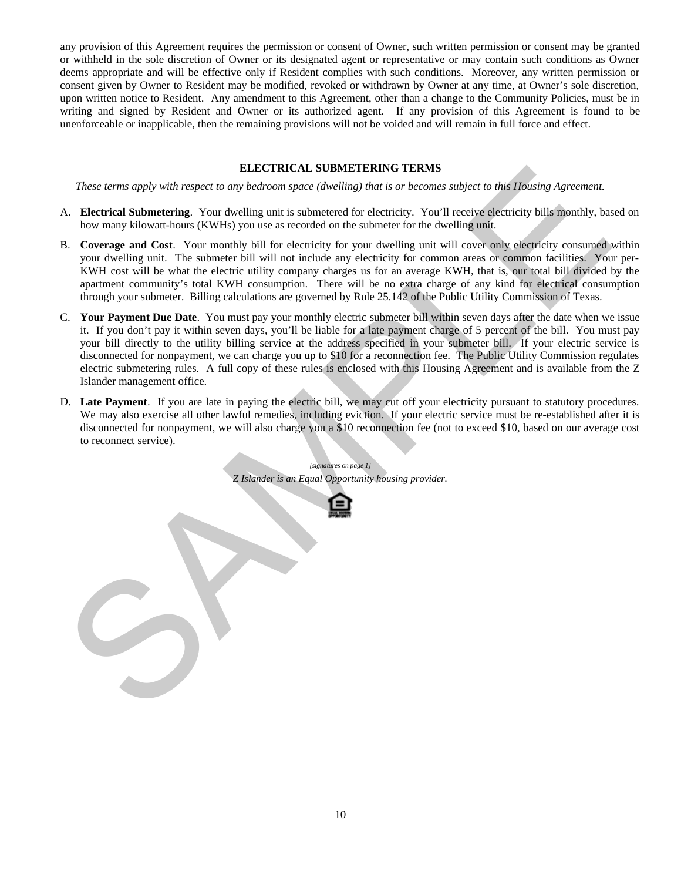any provision of this Agreement requires the permission or consent of Owner, such written permission or consent may be granted or withheld in the sole discretion of Owner or its designated agent or representative or may contain such conditions as Owner deems appropriate and will be effective only if Resident complies with such conditions. Moreover, any written permission or consent given by Owner to Resident may be modified, revoked or withdrawn by Owner at any time, at Owner's sole discretion, upon written notice to Resident. Any amendment to this Agreement, other than a change to the Community Policies, must be in writing and signed by Resident and Owner or its authorized agent. If any provision of this Agreement is found to be unenforceable or inapplicable, then the remaining provisions will not be voided and will remain in full force and effect.

## ELECTRICAL SUBMETERING TERMS

*These terms apply with respect to any bedroom space (dwelling) that is or becomes subject to this Housing Agreement.*

A. **Electrical Submetering**. Your dwelling unit is submetered for electricity. You'll receive electricity bills monthly, based on how many kilowatt-hours (KWHs) you use as recorded on the submeter for the dwelling unit.

B. **Coverage and Cost**. Your monthly bill for electricity for your dwelling unit will cover only electricity consumed within your dwelling unit. The submeter bill will not include any electricity for common areas or common facilities. Your per-KWH cost will be what the electric utility company charges us for an average KWH, that is, our total bill divided by the apartment community's total KWH consumption. There will be no extra charge of any kind for electrical consumption through your submeter. Billing calculations are governed by Rule 25.142 of the Public Utility Commission of Texas.

C. **Your Payment Due Date**. You must pay your monthly electric submeter bill within seven days after the date when we issue it. If you don't pay it within seven days, you'll be liable for a late payment charge of 5 percent of the bill. You must pay your bill directly to the utility billing service at the address specified in your submeter bill. If your electric service is disconnected for nonpayment, we can charge you up to $10 for a reconnection fee. The Public Utility Commission regulates electric submetering rules. A full copy of these rules is enclosed with this Housing Agreement and is available from the Z Islander management office.

D. **Late Payment**. If you are late in paying the electric bill, we may cut off your electricity pursuant to statutory procedures. We may also exercise all other lawful remedies, including eviction. If your electric service must be re-established after it is disconnected for nonpayment, we will also charge you a $10 reconnection fee (not to exceed $10, based on our average cost to reconnect service).

*[signatures on page 1]*

*Z Islander is an Equal Opportunity housing provider.*